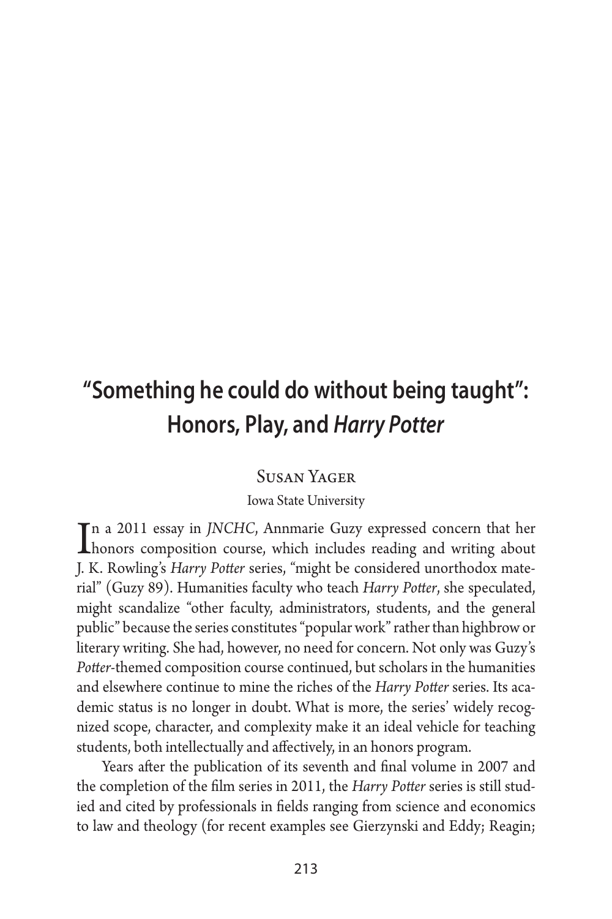# "Something he could do without being taught": Honors, Play, and *Harry Potter*

Susan Yager

Iowa State University

In a 2011 essay in *JNCHC*, Annmarie Guzy expressed concern that her honors composition course, which includes reading and writing about J. K. Rowling's *Harry Potter* series, "might be considered unorthodox material" (Guzy 89). Humanities faculty who teach *Harry Potter*, she speculated, might scandalize "other faculty, administrators, students, and the general public" because the series constitutes "popular work" rather than highbrow or literary writing. She had, however, no need for concern. Not only was Guzy's *Potter*-themed composition course continued, but scholars in the humanities and elsewhere continue to mine the riches of the *Harry Potter* series. Its academic status is no longer in doubt. What is more, the series' widely recognized scope, character, and complexity make it an ideal vehicle for teaching students, both intellectually and affectively, in an honors program.

Years after the publication of its seventh and final volume in 2007 and the completion of the film series in 2011, the *Harry Potter* series is still studied and cited by professionals in fields ranging from science and economics to law and theology (for recent examples see Gierzynski and Eddy; Reagin;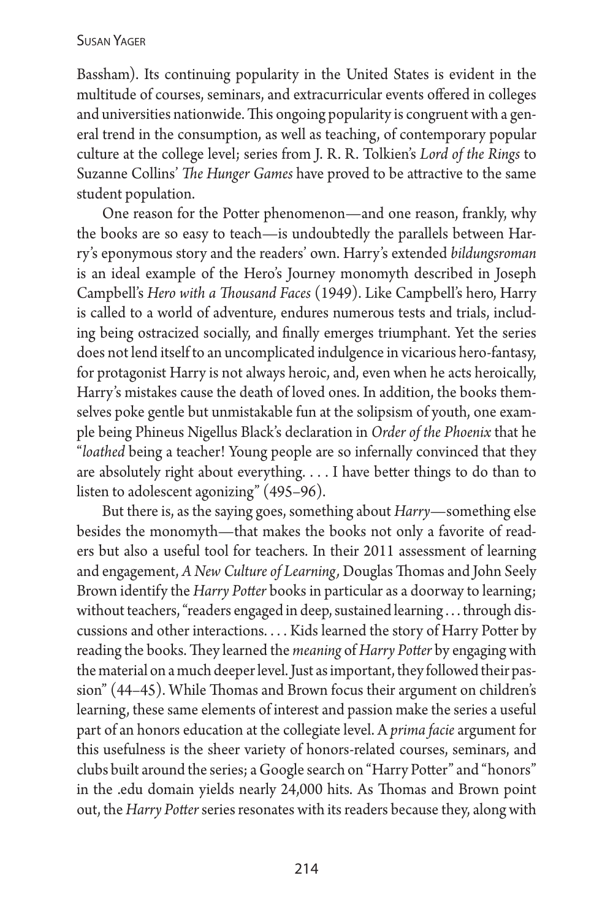Bassham). Its continuing popularity in the United States is evident in the multitude of courses, seminars, and extracurricular events offered in colleges and universities nationwide. This ongoing popularity is congruent with a general trend in the consumption, as well as teaching, of contemporary popular culture at the college level; series from J. R. R. Tolkien's *Lord of the Rings* to Suzanne Collins' *The Hunger Games* have proved to be attractive to the same student population.

One reason for the Potter phenomenon—and one reason, frankly, why the books are so easy to teach—is undoubtedly the parallels between Harry's eponymous story and the readers' own. Harry's extended *bildungsroman* is an ideal example of the Hero's Journey monomyth described in Joseph Campbell's *Hero with a Thousand Faces* (1949). Like Campbell's hero, Harry is called to a world of adventure, endures numerous tests and trials, including being ostracized socially, and finally emerges triumphant. Yet the series does not lend itself to an uncomplicated indulgence in vicarious hero-fantasy, for protagonist Harry is not always heroic, and, even when he acts heroically, Harry's mistakes cause the death of loved ones. In addition, the books themselves poke gentle but unmistakable fun at the solipsism of youth, one example being Phineus Nigellus Black's declaration in *Order of the Phoenix* that he "*loathed* being a teacher! Young people are so infernally convinced that they are absolutely right about everything. . . . I have better things to do than to listen to adolescent agonizing" (495–96).

But there is, as the saying goes, something about *Harry*—something else besides the monomyth—that makes the books not only a favorite of readers but also a useful tool for teachers. In their 2011 assessment of learning and engagement, *A New Culture of Learning,* Douglas Thomas and John Seely Brown identify the *Harry Potter* books in particular as a doorway to learning; without teachers, "readers engaged in deep, sustained learning . . . through discussions and other interactions. . . . Kids learned the story of Harry Potter by reading the books. They learned the *meaning* of *Harry Potter* by engaging with the material on a much deeper level. Just as important, they followed their passion" (44–45). While Thomas and Brown focus their argument on children's learning, these same elements of interest and passion make the series a useful part of an honors education at the collegiate level. A *prima facie* argument for this usefulness is the sheer variety of honors-related courses, seminars, and clubs built around the series; a Google search on "Harry Potter" and "honors" in the .edu domain yields nearly 24,000 hits. As Thomas and Brown point out, the *Harry Potter* series resonates with its readers because they, along with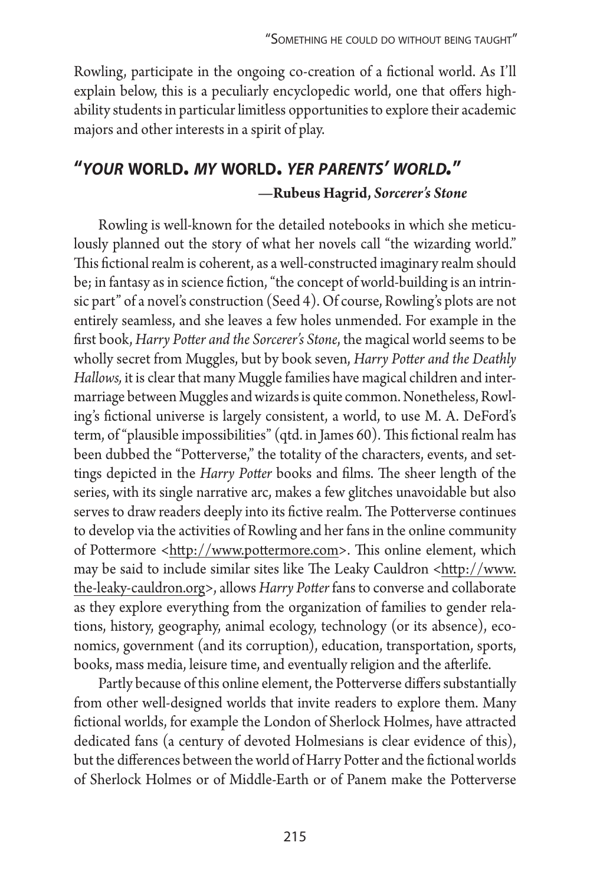Rowling, participate in the ongoing co-creation of a fictional world. As I'll explain below, this is a peculiarly encyclopedic world, one that offers high-ability students in particular limitless opportunities to explore their academic majors and other interests in a spirit of play.

## "*YOUR* WORLD. *MY* WORLD. *YER PARENTS' WORLD*."

**—Rubeus Hagrid, *Sorcerer's Stone***

Rowling is well-known for the detailed notebooks in which she meticulously planned out the story of what her novels call "the wizarding world." This fictional realm is coherent, as a well-constructed imaginary realm should be; in fantasy as in science fiction, "the concept of world-building is an intrinsic part" of a novel's construction (Seed 4). Of course, Rowling's plots are not entirely seamless, and she leaves a few holes unmended. For example in the first book, *Harry Potter and the Sorcerer's Stone*, the magical world seems to be wholly secret from Muggles, but by book seven, *Harry Potter and the Deathly Hallows,* it is clear that many Muggle families have magical children and intermarriage between Muggles and wizards is quite common. Nonetheless, Rowling's fictional universe is largely consistent, a world, to use M. A. DeFord's term, of "plausible impossibilities" (qtd. in James 60). This fictional realm has been dubbed the "Potterverse," the totality of the characters, events, and settings depicted in the *Harry Potter* books and films. The sheer length of the series, with its single narrative arc, makes a few glitches unavoidable but also serves to draw readers deeply into its fictive realm. The Potterverse continues to develop via the activities of Rowling and her fans in the online community of Pottermore <http://www.pottermore.com>. This online element, which may be said to include similar sites like The Leaky Cauldron <http://www.the-leaky-cauldron.org>, allows *Harry Potter* fans to converse and collaborate as they explore everything from the organization of families to gender relations, history, geography, animal ecology, technology (or its absence), economics, government (and its corruption), education, transportation, sports, books, mass media, leisure time, and eventually religion and the afterlife.

Partly because of this online element, the Potterverse differs substantially from other well-designed worlds that invite readers to explore them. Many fictional worlds, for example the London of Sherlock Holmes, have attracted dedicated fans (a century of devoted Holmesians is clear evidence of this), but the differences between the world of Harry Potter and the fictional worlds of Sherlock Holmes or of Middle-Earth or of Panem make the Potterverse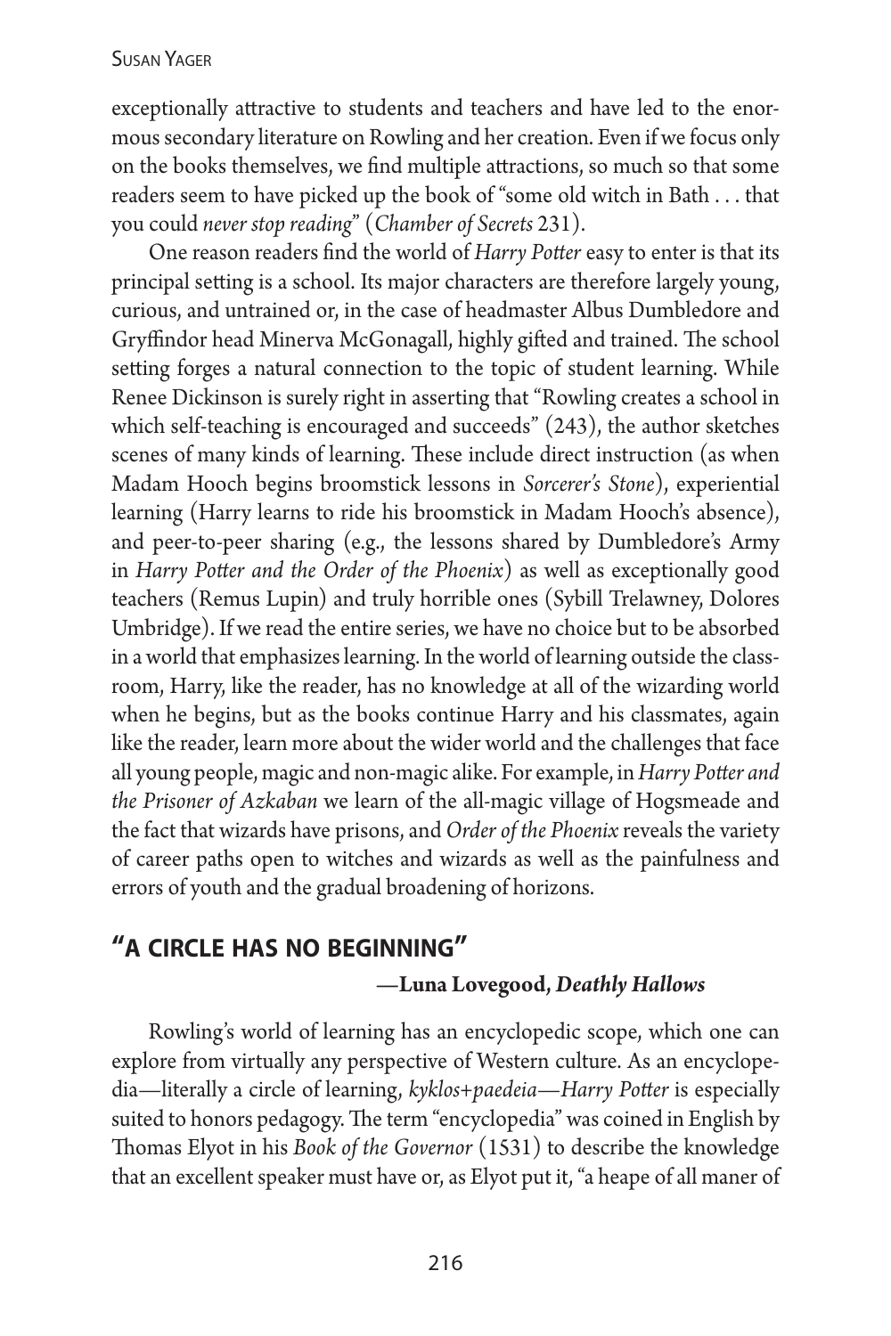exceptionally attractive to students and teachers and have led to the enormous secondary literature on Rowling and her creation. Even if we focus only on the books themselves, we find multiple attractions, so much so that some readers seem to have picked up the book of "some old witch in Bath . . . that you could *never stop reading*" (*Chamber of Secrets* 231).

One reason readers find the world of *Harry Potter* easy to enter is that its principal setting is a school. Its major characters are therefore largely young, curious, and untrained or, in the case of headmaster Albus Dumbledore and Gryffindor head Minerva McGonagall, highly gifted and trained. The school setting forges a natural connection to the topic of student learning. While Renee Dickinson is surely right in asserting that "Rowling creates a school in which self-teaching is encouraged and succeeds" (243), the author sketches scenes of many kinds of learning. These include direct instruction (as when Madam Hooch begins broomstick lessons in *Sorcerer's Stone*), experiential learning (Harry learns to ride his broomstick in Madam Hooch's absence), and peer-to-peer sharing (e.g., the lessons shared by Dumbledore's Army in *Harry Potter and the Order of the Phoenix*) as well as exceptionally good teachers (Remus Lupin) and truly horrible ones (Sybill Trelawney, Dolores Umbridge). If we read the entire series, we have no choice but to be absorbed in a world that emphasizes learning. In the world of learning outside the classroom, Harry, like the reader, has no knowledge at all of the wizarding world when he begins, but as the books continue Harry and his classmates, again like the reader, learn more about the wider world and the challenges that face all young people, magic and non-magic alike. For example, in *Harry Potter and the Prisoner of Azkaban* we learn of the all-magic village of Hogsmeade and the fact that wizards have prisons, and *Order of the Phoenix* reveals the variety of career paths open to witches and wizards as well as the painfulness and errors of youth and the gradual broadening of horizons.

## "A CIRCLE HAS NO BEGINNING"

**—Luna Lovegood, *Deathly Hallows***

Rowling's world of learning has an encyclopedic scope, which one can explore from virtually any perspective of Western culture. As an encyclopedia—literally a circle of learning, *kyklos+paedeia*—*Harry Potter* is especially suited to honors pedagogy. The term "encyclopedia" was coined in English by Thomas Elyot in his *Book of the Governor* (1531) to describe the knowledge that an excellent speaker must have or, as Elyot put it, "a heape of all maner of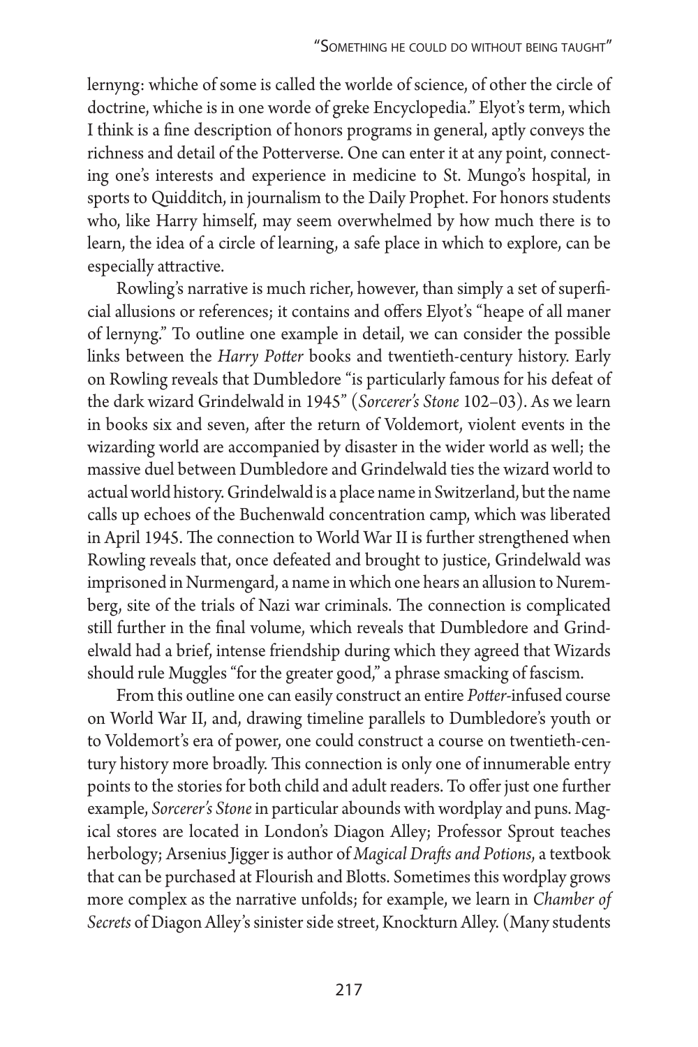lernyng: whiche of some is called the worlde of science, of other the circle of doctrine, whiche is in one worde of greke Encyclopedia." Elyot's term, which I think is a fine description of honors programs in general, aptly conveys the richness and detail of the Potterverse. One can enter it at any point, connecting one's interests and experience in medicine to St. Mungo's hospital, in sports to Quidditch, in journalism to the Daily Prophet. For honors students who, like Harry himself, may seem overwhelmed by how much there is to learn, the idea of a circle of learning, a safe place in which to explore, can be especially attractive.

Rowling's narrative is much richer, however, than simply a set of superficial allusions or references; it contains and offers Elyot's "heape of all maner of lernyng." To outline one example in detail, we can consider the possible links between the *Harry Potter* books and twentieth-century history. Early on Rowling reveals that Dumbledore "is particularly famous for his defeat of the dark wizard Grindelwald in 1945" (*Sorcerer's Stone* 102–03). As we learn in books six and seven, after the return of Voldemort, violent events in the wizarding world are accompanied by disaster in the wider world as well; the massive duel between Dumbledore and Grindelwald ties the wizard world to actual world history. Grindelwald is a place name in Switzerland, but the name calls up echoes of the Buchenwald concentration camp, which was liberated in April 1945. The connection to World War II is further strengthened when Rowling reveals that, once defeated and brought to justice, Grindelwald was imprisoned in Nurmengard, a name in which one hears an allusion to Nuremberg, site of the trials of Nazi war criminals. The connection is complicated still further in the final volume, which reveals that Dumbledore and Grindelwald had a brief, intense friendship during which they agreed that Wizards should rule Muggles "for the greater good," a phrase smacking of fascism.

From this outline one can easily construct an entire *Potter*-infused course on World War II, and, drawing timeline parallels to Dumbledore's youth or to Voldemort's era of power, one could construct a course on twentieth-century history more broadly. This connection is only one of innumerable entry points to the stories for both child and adult readers. To offer just one further example, *Sorcerer's Stone* in particular abounds with wordplay and puns. Magical stores are located in London's Diagon Alley; Professor Sprout teaches herbology; Arsenius Jigger is author of *Magical Drafts and Potions*, a textbook that can be purchased at Flourish and Blotts. Sometimes this wordplay grows more complex as the narrative unfolds; for example, we learn in *Chamber of Secrets* of Diagon Alley's sinister side street, Knockturn Alley. (Many students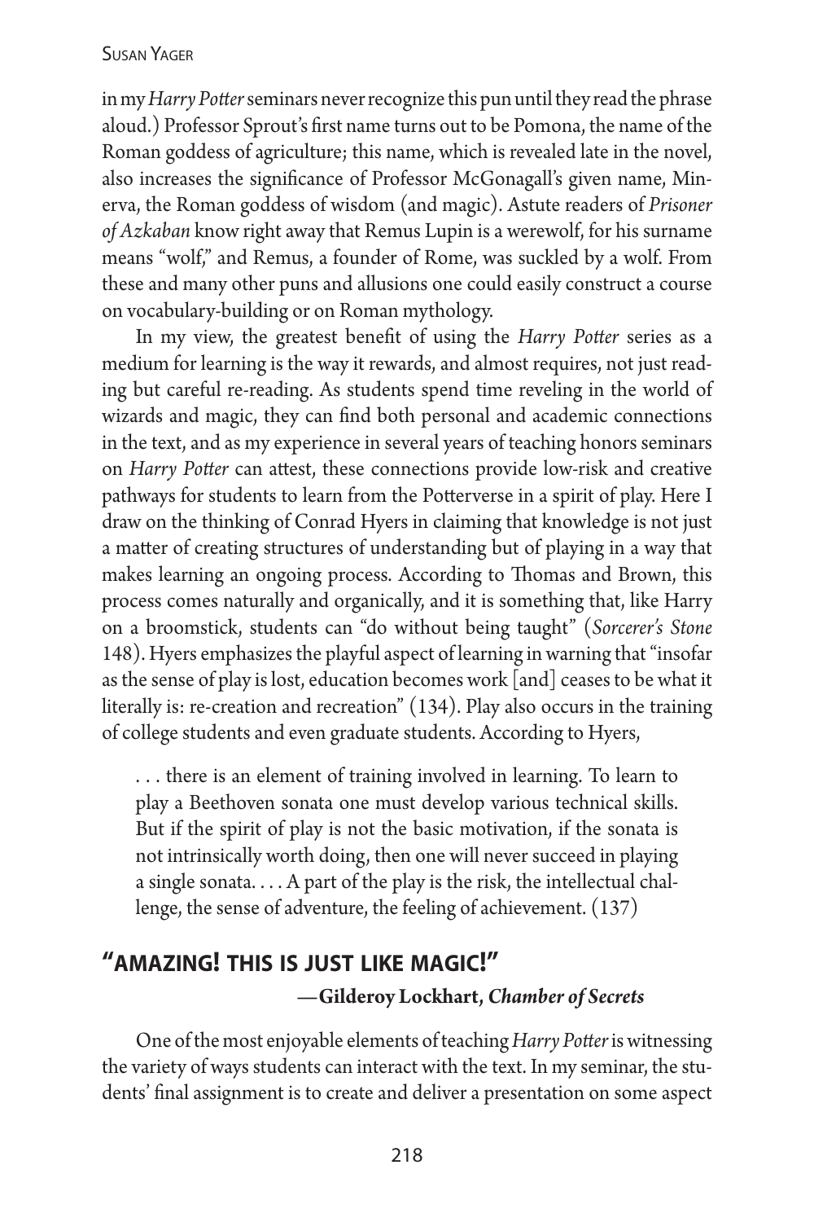in my *Harry Potter* seminars never recognize this pun until they read the phrase aloud.) Professor Sprout's first name turns out to be Pomona, the name of the Roman goddess of agriculture; this name, which is revealed late in the novel, also increases the significance of Professor McGonagall's given name, Minerva, the Roman goddess of wisdom (and magic). Astute readers of *Prisoner of Azkaban* know right away that Remus Lupin is a werewolf, for his surname means "wolf," and Remus, a founder of Rome, was suckled by a wolf. From these and many other puns and allusions one could easily construct a course on vocabulary-building or on Roman mythology.

In my view, the greatest benefit of using the *Harry Potter* series as a medium for learning is the way it rewards, and almost requires, not just reading but careful re-reading. As students spend time reveling in the world of wizards and magic, they can find both personal and academic connections in the text, and as my experience in several years of teaching honors seminars on *Harry Potter* can attest, these connections provide low-risk and creative pathways for students to learn from the Potterverse in a spirit of play. Here I draw on the thinking of Conrad Hyers in claiming that knowledge is not just a matter of creating structures of understanding but of playing in a way that makes learning an ongoing process. According to Thomas and Brown, this process comes naturally and organically, and it is something that, like Harry on a broomstick, students can "do without being taught" (*Sorcerer's Stone* 148). Hyers emphasizes the playful aspect of learning in warning that "insofar as the sense of play is lost, education becomes work [and] ceases to be what it literally is: re-creation and recreation" (134). Play also occurs in the training of college students and even graduate students. According to Hyers,

> . . . there is an element of training involved in learning. To learn to play a Beethoven sonata one must develop various technical skills. But if the spirit of play is not the basic motivation, if the sonata is not intrinsically worth doing, then one will never succeed in playing a single sonata. . . . A part of the play is the risk, the intellectual challenge, the sense of adventure, the feeling of achievement. (137)

## "AMAZING! THIS IS JUST LIKE MAGIC!"

**—Gilderoy Lockhart, *Chamber of Secrets***

One of the most enjoyable elements of teaching *Harry Potter* is witnessing the variety of ways students can interact with the text. In my seminar, the students' final assignment is to create and deliver a presentation on some aspect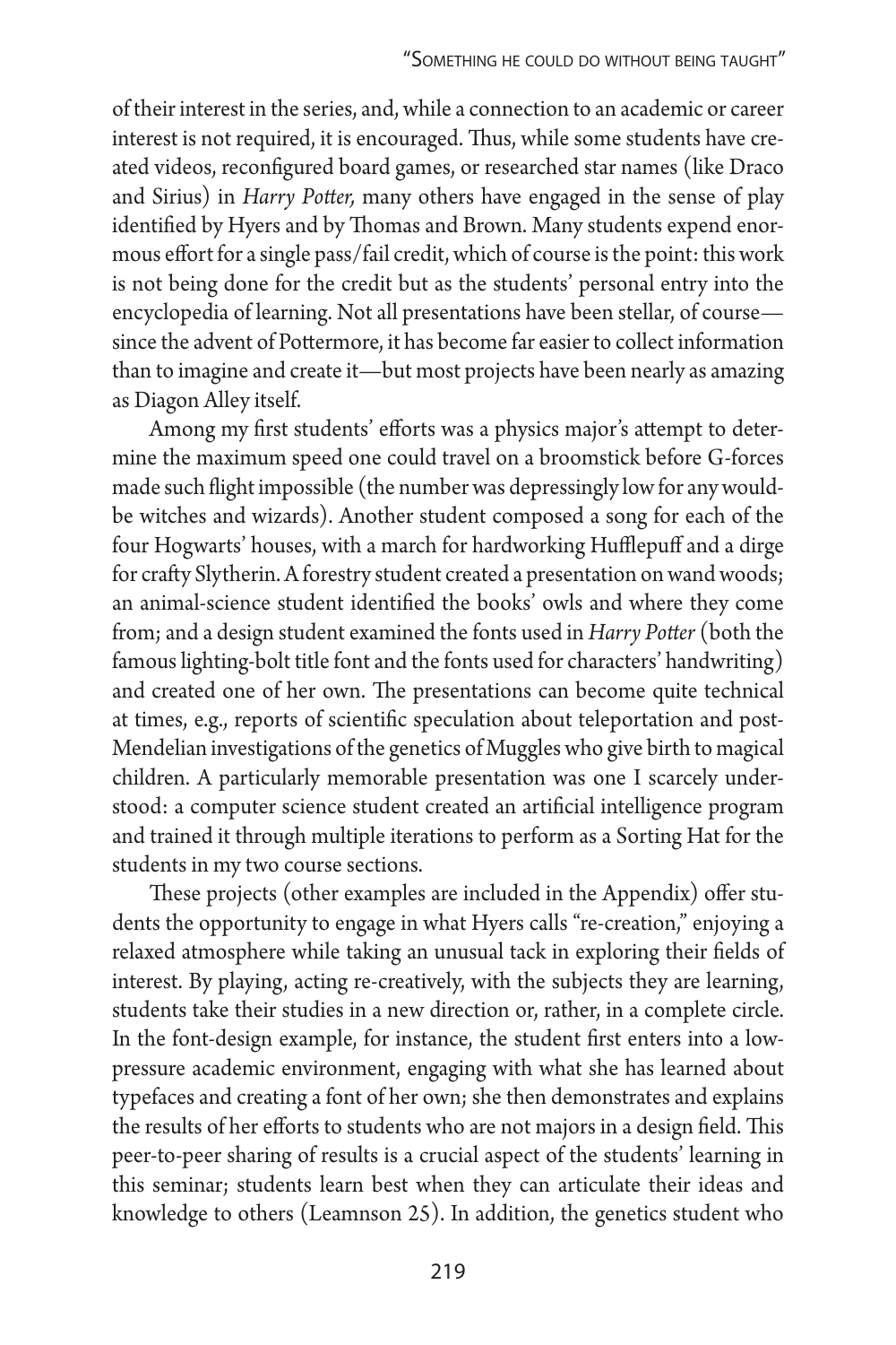of their interest in the series, and, while a connection to an academic or career interest is not required, it is encouraged. Thus, while some students have created videos, reconfigured board games, or researched star names (like Draco and Sirius) in *Harry Potter,* many others have engaged in the sense of play identified by Hyers and by Thomas and Brown. Many students expend enormous effort for a single pass/fail credit, which of course is the point: this work is not being done for the credit but as the students' personal entry into the encyclopedia of learning. Not all presentations have been stellar, of course—since the advent of Pottermore, it has become far easier to collect information than to imagine and create it—but most projects have been nearly as amazing as Diagon Alley itself.

Among my first students' efforts was a physics major's attempt to determine the maximum speed one could travel on a broomstick before G-forces made such flight impossible (the number was depressingly low for any would-be witches and wizards). Another student composed a song for each of the four Hogwarts' houses, with a march for hardworking Hufflepuff and a dirge for crafty Slytherin. A forestry student created a presentation on wand woods; an animal-science student identified the books' owls and where they come from; and a design student examined the fonts used in *Harry Potter* (both the famous lighting-bolt title font and the fonts used for characters' handwriting) and created one of her own. The presentations can become quite technical at times, e.g., reports of scientific speculation about teleportation and post-Mendelian investigations of the genetics of Muggles who give birth to magical children. A particularly memorable presentation was one I scarcely understood: a computer science student created an artificial intelligence program and trained it through multiple iterations to perform as a Sorting Hat for the students in my two course sections.

These projects (other examples are included in the Appendix) offer students the opportunity to engage in what Hyers calls "re-creation," enjoying a relaxed atmosphere while taking an unusual tack in exploring their fields of interest. By playing, acting re-creatively, with the subjects they are learning, students take their studies in a new direction or, rather, in a complete circle. In the font-design example, for instance, the student first enters into a low-pressure academic environment, engaging with what she has learned about typefaces and creating a font of her own; she then demonstrates and explains the results of her efforts to students who are not majors in a design field. This peer-to-peer sharing of results is a crucial aspect of the students' learning in this seminar; students learn best when they can articulate their ideas and knowledge to others (Leamnson 25). In addition, the genetics student who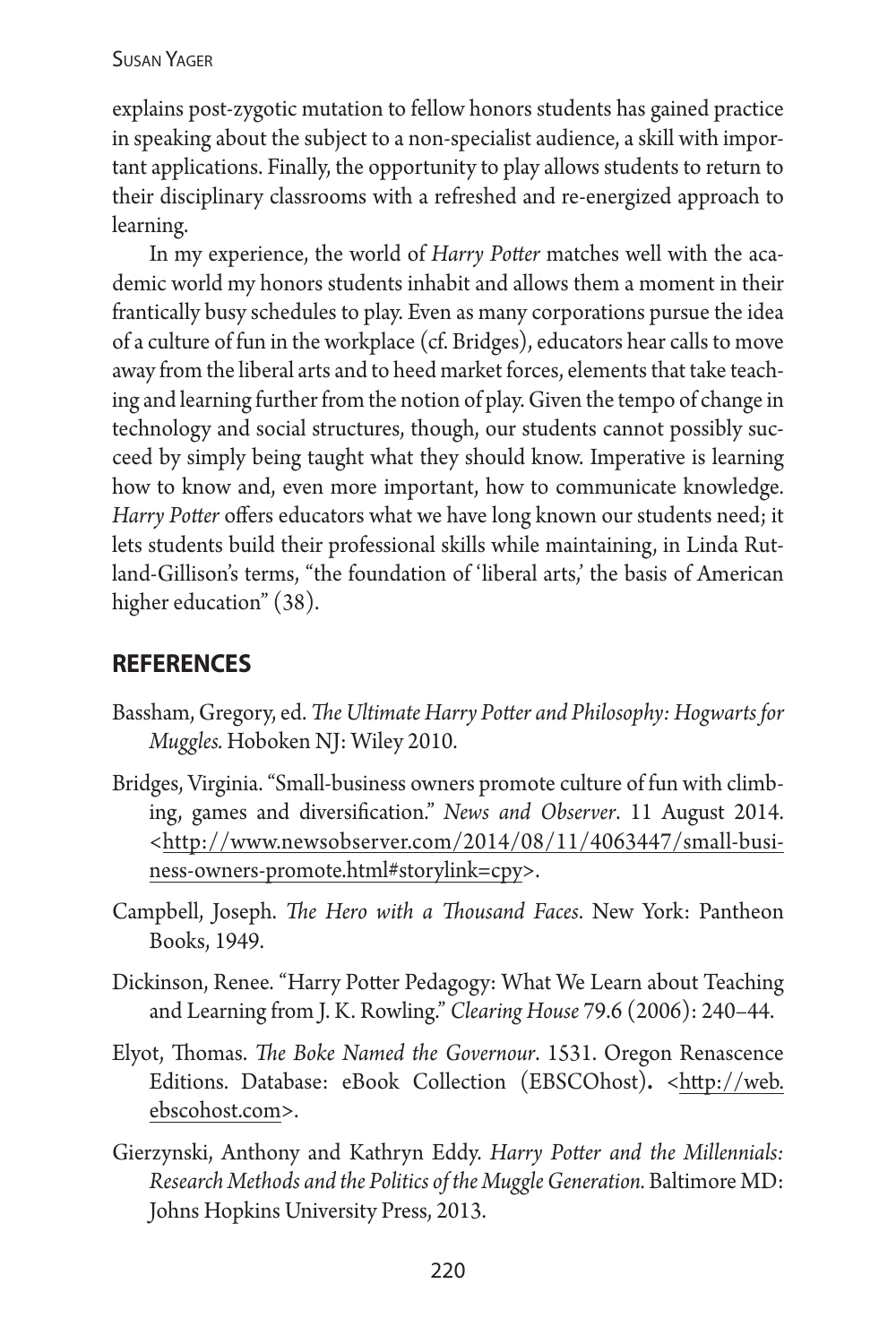explains post-zygotic mutation to fellow honors students has gained practice in speaking about the subject to a non-specialist audience, a skill with important applications. Finally, the opportunity to play allows students to return to their disciplinary classrooms with a refreshed and re-energized approach to learning.

In my experience, the world of *Harry Potter* matches well with the academic world my honors students inhabit and allows them a moment in their frantically busy schedules to play. Even as many corporations pursue the idea of a culture of fun in the workplace (cf. Bridges), educators hear calls to move away from the liberal arts and to heed market forces, elements that take teaching and learning further from the notion of play. Given the tempo of change in technology and social structures, though, our students cannot possibly succeed by simply being taught what they should know. Imperative is learning how to know and, even more important, how to communicate knowledge. *Harry Potter* offers educators what we have long known our students need; it lets students build their professional skills while maintaining, in Linda Rutland-Gillison's terms, "the foundation of 'liberal arts,' the basis of American higher education" (38).

## REFERENCES

Bassham, Gregory, ed. *The Ultimate Harry Potter and Philosophy: Hogwarts for Muggles.* Hoboken NJ: Wiley 2010.

Bridges, Virginia. "Small-business owners promote culture of fun with climbing, games and diversification." *News and Observer*. 11 August 2014. <http://www.newsobserver.com/2014/08/11/4063447/small-business-owners-promote.html#storylink=cpy>.

Campbell, Joseph. *The Hero with a Thousand Faces*. New York: Pantheon Books, 1949.

Dickinson, Renee. "Harry Potter Pedagogy: What We Learn about Teaching and Learning from J. K. Rowling." *Clearing House* 79.6 (2006): 240–44.

Elyot, Thomas. *The Boke Named the Governour*. 1531. Oregon Renascence Editions. Database: eBook Collection (EBSCOhost). <http://web.ebscohost.com>.

Gierzynski, Anthony and Kathryn Eddy. *Harry Potter and the Millennials: Research Methods and the Politics of the Muggle Generation.* Baltimore MD: Johns Hopkins University Press, 2013.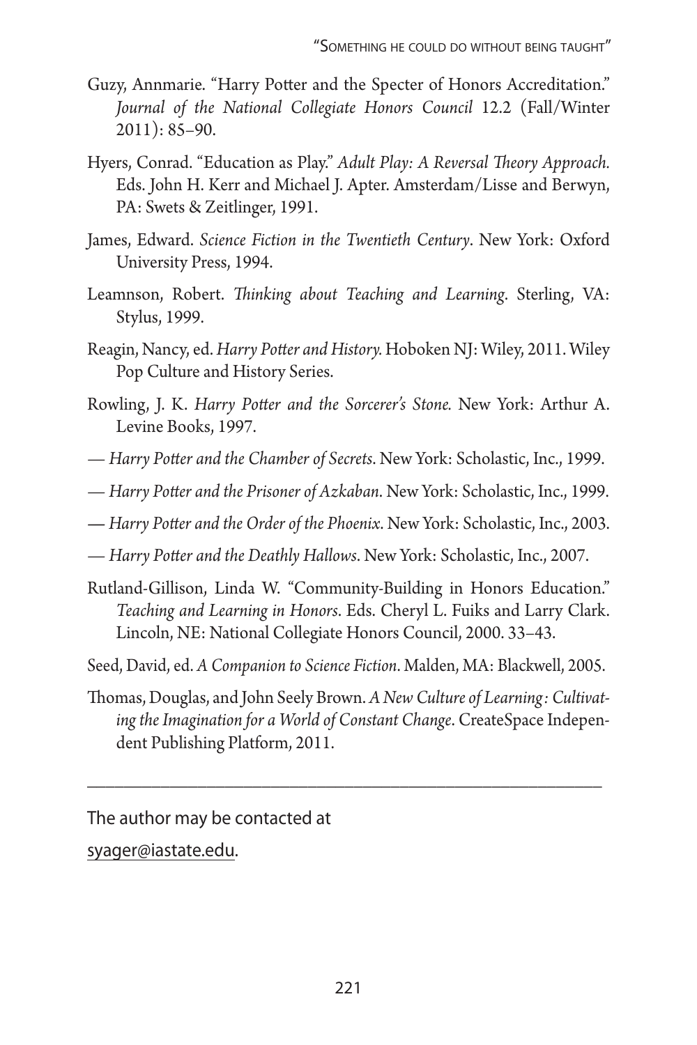Guzy, Annmarie. "Harry Potter and the Specter of Honors Accreditation." *Journal of the National Collegiate Honors Council* 12.2 (Fall/Winter 2011): 85–90.

Hyers, Conrad. "Education as Play." *Adult Play: A Reversal Theory Approach.* Eds. John H. Kerr and Michael J. Apter. Amsterdam/Lisse and Berwyn, PA: Swets & Zeitlinger, 1991.

James, Edward. *Science Fiction in the Twentieth Century*. New York: Oxford University Press, 1994.

Leamnson, Robert. *Thinking about Teaching and Learning*. Sterling, VA: Stylus, 1999.

Reagin, Nancy, ed. *Harry Potter and History.* Hoboken NJ: Wiley, 2011. Wiley Pop Culture and History Series.

Rowling, J. K. *Harry Potter and the Sorcerer's Stone.* New York: Arthur A. Levine Books, 1997.

— *Harry Potter and the Chamber of Secrets*. New York: Scholastic, Inc., 1999.

— *Harry Potter and the Prisoner of Azkaban*. New York: Scholastic, Inc., 1999.

— *Harry Potter and the Order of the Phoenix*. New York: Scholastic, Inc., 2003.

— *Harry Potter and the Deathly Hallows*. New York: Scholastic, Inc., 2007.

Rutland-Gillison, Linda W. "Community-Building in Honors Education." *Teaching and Learning in Honors*. Eds. Cheryl L. Fuiks and Larry Clark. Lincoln, NE: National Collegiate Honors Council, 2000. 33–43.

Seed, David, ed. *A Companion to Science Fiction*. Malden, MA: Blackwell, 2005.

Thomas, Douglas, and John Seely Brown. *A New Culture of Learning: Cultivating the Imagination for a World of Constant Change*. CreateSpace Independent Publishing Platform, 2011.

---

The author may be contacted at

syager@iastate.edu.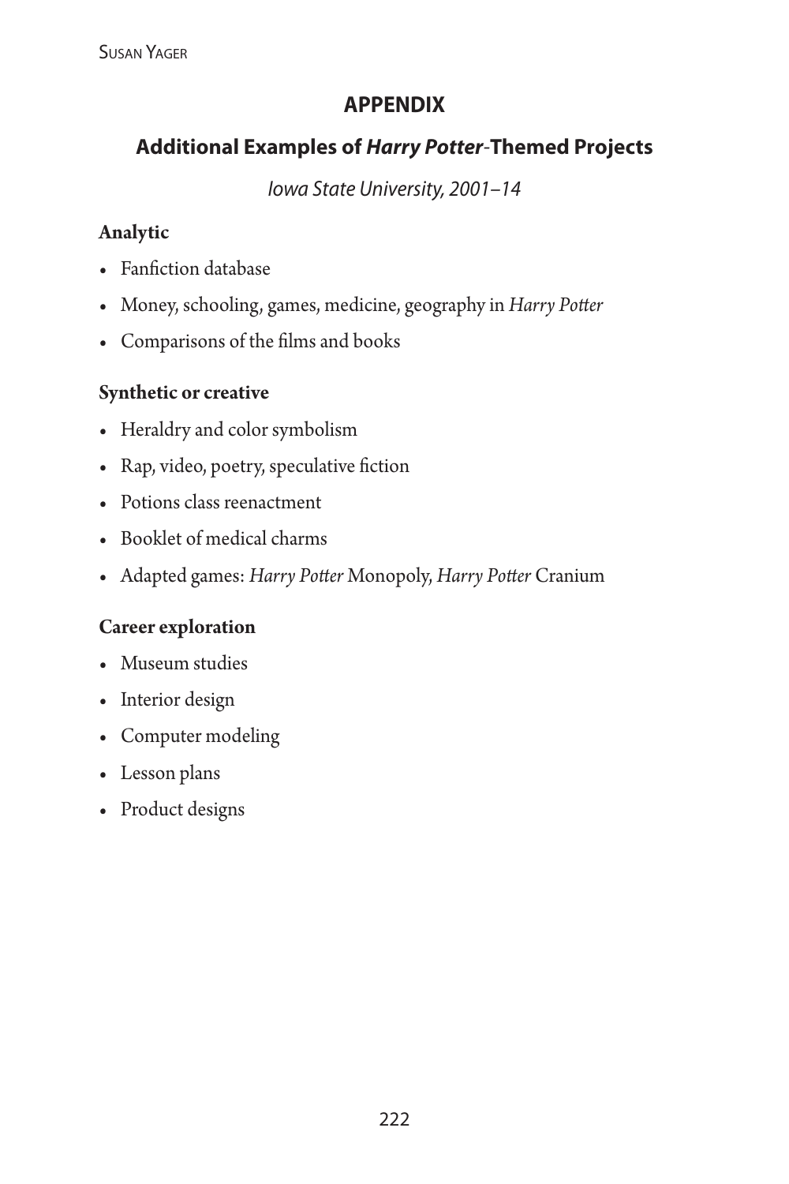## APPENDIX

### Additional Examples of *Harry Potter*-Themed Projects

*Iowa State University, 2001–14*

**Analytic**

- Fanfiction database
- Money, schooling, games, medicine, geography in *Harry Potter*
- Comparisons of the films and books

**Synthetic or creative**

- Heraldry and color symbolism
- Rap, video, poetry, speculative fiction
- Potions class reenactment
- Booklet of medical charms
- Adapted games: *Harry Potter* Monopoly, *Harry Potter* Cranium

**Career exploration**

- Museum studies
- Interior design
- Computer modeling
- Lesson plans
- Product designs